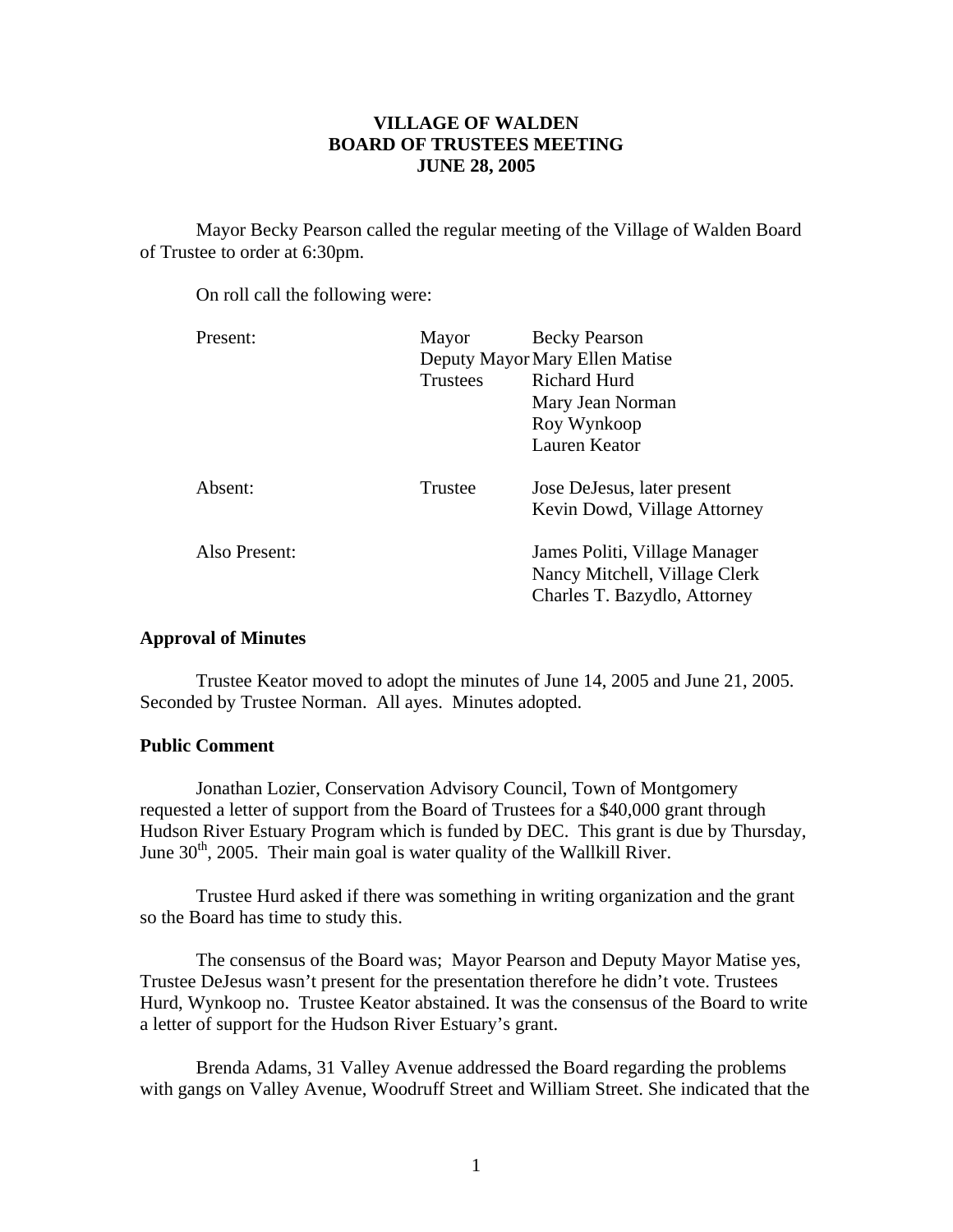**VILLAGE OF WALDEN**
**BOARD OF TRUSTEES MEETING**
**JUNE 28, 2005**

Mayor Becky Pearson called the regular meeting of the Village of Walden Board of Trustee to order at 6:30pm.

On roll call the following were:

| | | |
|---|---|---|
| Present: | Mayor | Becky Pearson |
| | Deputy Mayor | Mary Ellen Matise |
| | Trustees | Richard Hurd |
| | | Mary Jean Norman |
| | | Roy Wynkoop |
| | | Lauren Keator |
| Absent: | Trustee | Jose DeJesus, later present |
| | | Kevin Dowd, Village Attorney |
| Also Present: | | James Politi, Village Manager |
| | | Nancy Mitchell, Village Clerk |
| | | Charles T. Bazydlo, Attorney |

**Approval of Minutes**

Trustee Keator moved to adopt the minutes of June 14, 2005 and June 21, 2005. Seconded by Trustee Norman. All ayes. Minutes adopted.

**Public Comment**

Jonathan Lozier, Conservation Advisory Council, Town of Montgomery requested a letter of support from the Board of Trustees for a $40,000 grant through Hudson River Estuary Program which is funded by DEC. This grant is due by Thursday, June 30th, 2005. Their main goal is water quality of the Wallkill River.

Trustee Hurd asked if there was something in writing organization and the grant so the Board has time to study this.

The consensus of the Board was; Mayor Pearson and Deputy Mayor Matise yes, Trustee DeJesus wasn't present for the presentation therefore he didn't vote. Trustees Hurd, Wynkoop no. Trustee Keator abstained. It was the consensus of the Board to write a letter of support for the Hudson River Estuary's grant.

Brenda Adams, 31 Valley Avenue addressed the Board regarding the problems with gangs on Valley Avenue, Woodruff Street and William Street. She indicated that the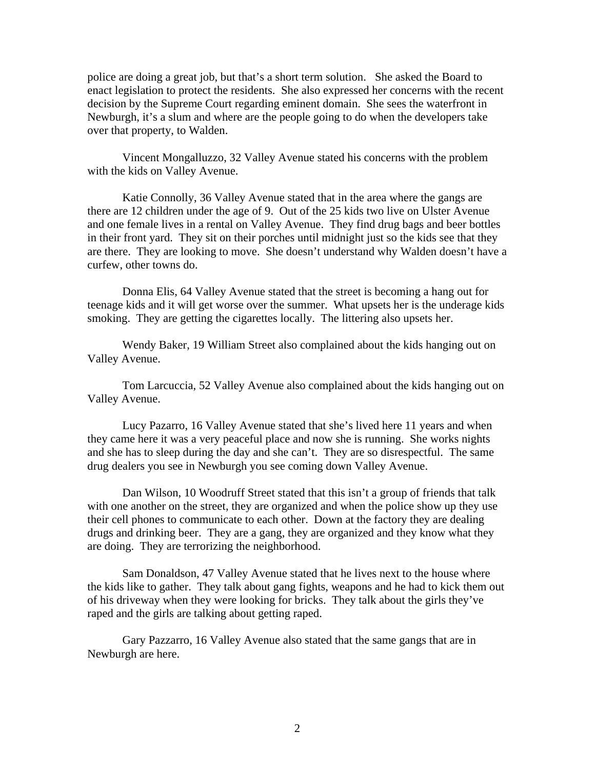police are doing a great job, but that's a short term solution. She asked the Board to enact legislation to protect the residents. She also expressed her concerns with the recent decision by the Supreme Court regarding eminent domain. She sees the waterfront in Newburgh, it's a slum and where are the people going to do when the developers take over that property, to Walden.

Vincent Mongalluzzo, 32 Valley Avenue stated his concerns with the problem with the kids on Valley Avenue.

Katie Connolly, 36 Valley Avenue stated that in the area where the gangs are there are 12 children under the age of 9. Out of the 25 kids two live on Ulster Avenue and one female lives in a rental on Valley Avenue. They find drug bags and beer bottles in their front yard. They sit on their porches until midnight just so the kids see that they are there. They are looking to move. She doesn't understand why Walden doesn't have a curfew, other towns do.

Donna Elis, 64 Valley Avenue stated that the street is becoming a hang out for teenage kids and it will get worse over the summer. What upsets her is the underage kids smoking. They are getting the cigarettes locally. The littering also upsets her.

Wendy Baker, 19 William Street also complained about the kids hanging out on Valley Avenue.

Tom Larcuccia, 52 Valley Avenue also complained about the kids hanging out on Valley Avenue.

Lucy Pazarro, 16 Valley Avenue stated that she's lived here 11 years and when they came here it was a very peaceful place and now she is running. She works nights and she has to sleep during the day and she can't. They are so disrespectful. The same drug dealers you see in Newburgh you see coming down Valley Avenue.

Dan Wilson, 10 Woodruff Street stated that this isn't a group of friends that talk with one another on the street, they are organized and when the police show up they use their cell phones to communicate to each other. Down at the factory they are dealing drugs and drinking beer. They are a gang, they are organized and they know what they are doing. They are terrorizing the neighborhood.

Sam Donaldson, 47 Valley Avenue stated that he lives next to the house where the kids like to gather. They talk about gang fights, weapons and he had to kick them out of his driveway when they were looking for bricks. They talk about the girls they've raped and the girls are talking about getting raped.

Gary Pazzarro, 16 Valley Avenue also stated that the same gangs that are in Newburgh are here.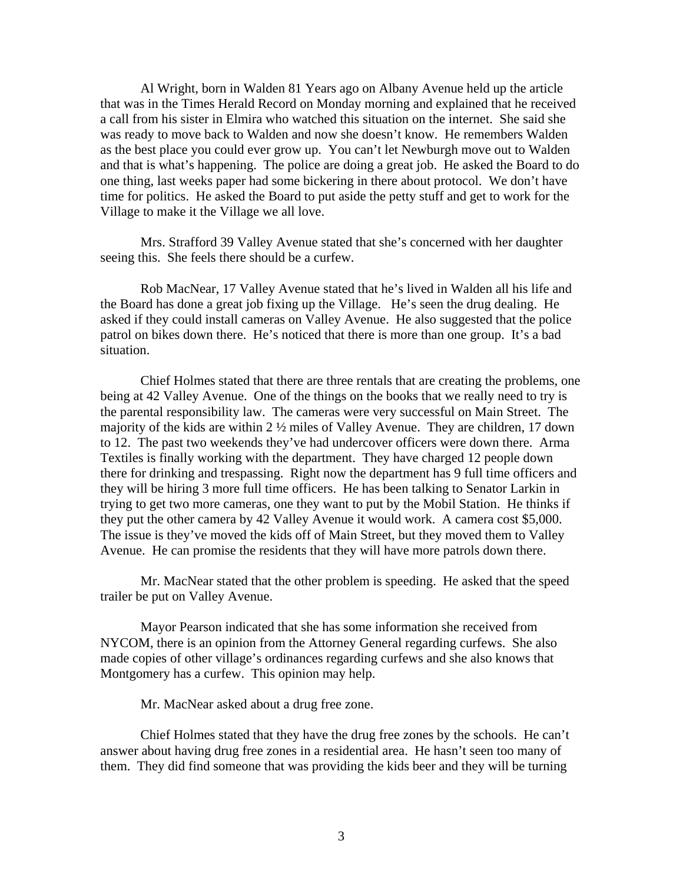Al Wright, born in Walden 81 Years ago on Albany Avenue held up the article that was in the Times Herald Record on Monday morning and explained that he received a call from his sister in Elmira who watched this situation on the internet. She said she was ready to move back to Walden and now she doesn't know. He remembers Walden as the best place you could ever grow up. You can't let Newburgh move out to Walden and that is what's happening. The police are doing a great job. He asked the Board to do one thing, last weeks paper had some bickering in there about protocol. We don't have time for politics. He asked the Board to put aside the petty stuff and get to work for the Village to make it the Village we all love.

Mrs. Strafford 39 Valley Avenue stated that she's concerned with her daughter seeing this. She feels there should be a curfew.

Rob MacNear, 17 Valley Avenue stated that he's lived in Walden all his life and the Board has done a great job fixing up the Village. He's seen the drug dealing. He asked if they could install cameras on Valley Avenue. He also suggested that the police patrol on bikes down there. He's noticed that there is more than one group. It's a bad situation.

Chief Holmes stated that there are three rentals that are creating the problems, one being at 42 Valley Avenue. One of the things on the books that we really need to try is the parental responsibility law. The cameras were very successful on Main Street. The majority of the kids are within 2 ½ miles of Valley Avenue. They are children, 17 down to 12. The past two weekends they've had undercover officers were down there. Arma Textiles is finally working with the department. They have charged 12 people down there for drinking and trespassing. Right now the department has 9 full time officers and they will be hiring 3 more full time officers. He has been talking to Senator Larkin in trying to get two more cameras, one they want to put by the Mobil Station. He thinks if they put the other camera by 42 Valley Avenue it would work. A camera cost $5,000. The issue is they've moved the kids off of Main Street, but they moved them to Valley Avenue. He can promise the residents that they will have more patrols down there.

Mr. MacNear stated that the other problem is speeding. He asked that the speed trailer be put on Valley Avenue.

Mayor Pearson indicated that she has some information she received from NYCOM, there is an opinion from the Attorney General regarding curfews. She also made copies of other village's ordinances regarding curfews and she also knows that Montgomery has a curfew. This opinion may help.

Mr. MacNear asked about a drug free zone.

Chief Holmes stated that they have the drug free zones by the schools. He can't answer about having drug free zones in a residential area. He hasn't seen too many of them. They did find someone that was providing the kids beer and they will be turning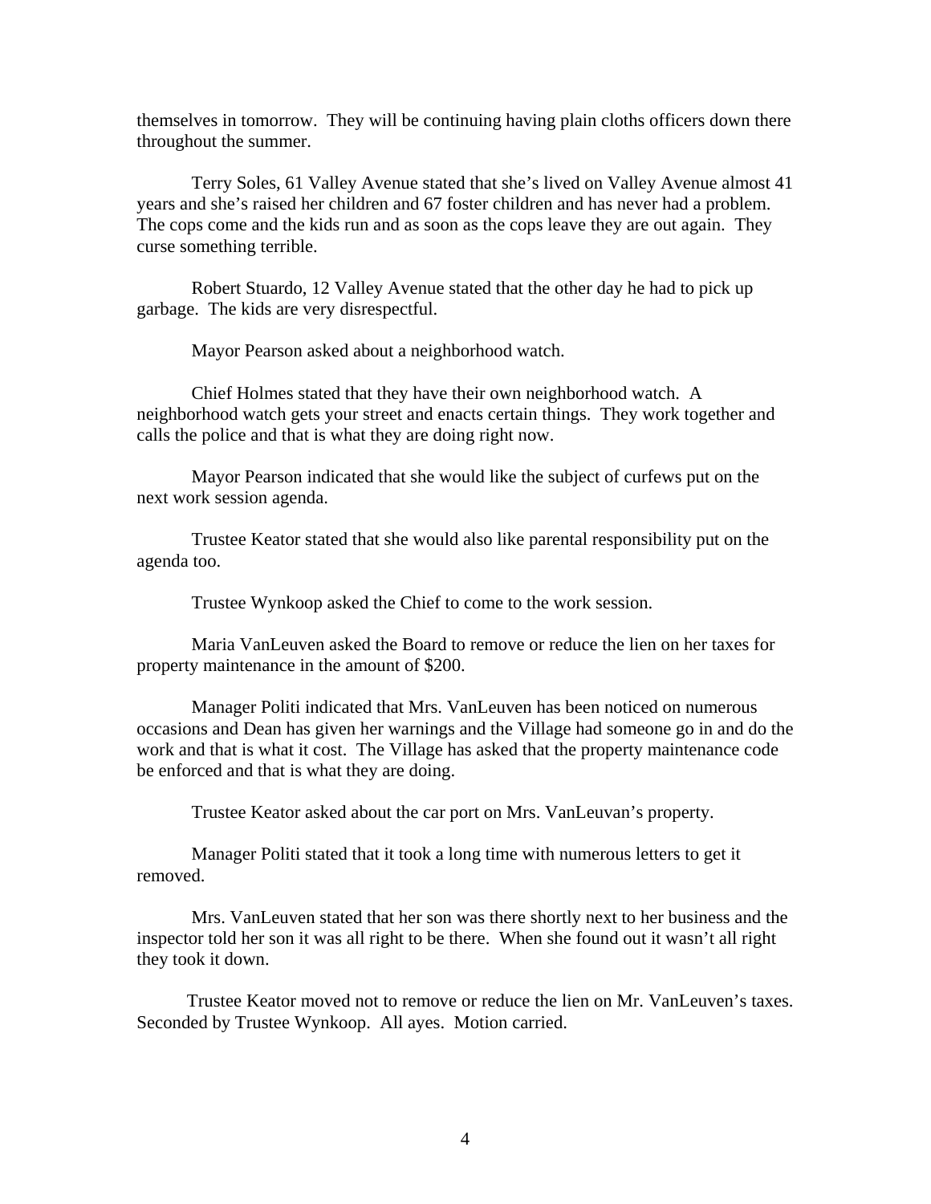themselves in tomorrow. They will be continuing having plain cloths officers down there throughout the summer.

Terry Soles, 61 Valley Avenue stated that she's lived on Valley Avenue almost 41 years and she's raised her children and 67 foster children and has never had a problem. The cops come and the kids run and as soon as the cops leave they are out again. They curse something terrible.

Robert Stuardo, 12 Valley Avenue stated that the other day he had to pick up garbage. The kids are very disrespectful.

Mayor Pearson asked about a neighborhood watch.

Chief Holmes stated that they have their own neighborhood watch. A neighborhood watch gets your street and enacts certain things. They work together and calls the police and that is what they are doing right now.

Mayor Pearson indicated that she would like the subject of curfews put on the next work session agenda.

Trustee Keator stated that she would also like parental responsibility put on the agenda too.

Trustee Wynkoop asked the Chief to come to the work session.

Maria VanLeuven asked the Board to remove or reduce the lien on her taxes for property maintenance in the amount of $200.

Manager Politi indicated that Mrs. VanLeuven has been noticed on numerous occasions and Dean has given her warnings and the Village had someone go in and do the work and that is what it cost. The Village has asked that the property maintenance code be enforced and that is what they are doing.

Trustee Keator asked about the car port on Mrs. VanLeuvan's property.

Manager Politi stated that it took a long time with numerous letters to get it removed.

Mrs. VanLeuven stated that her son was there shortly next to her business and the inspector told her son it was all right to be there. When she found out it wasn't all right they took it down.

Trustee Keator moved not to remove or reduce the lien on Mr. VanLeuven's taxes. Seconded by Trustee Wynkoop. All ayes. Motion carried.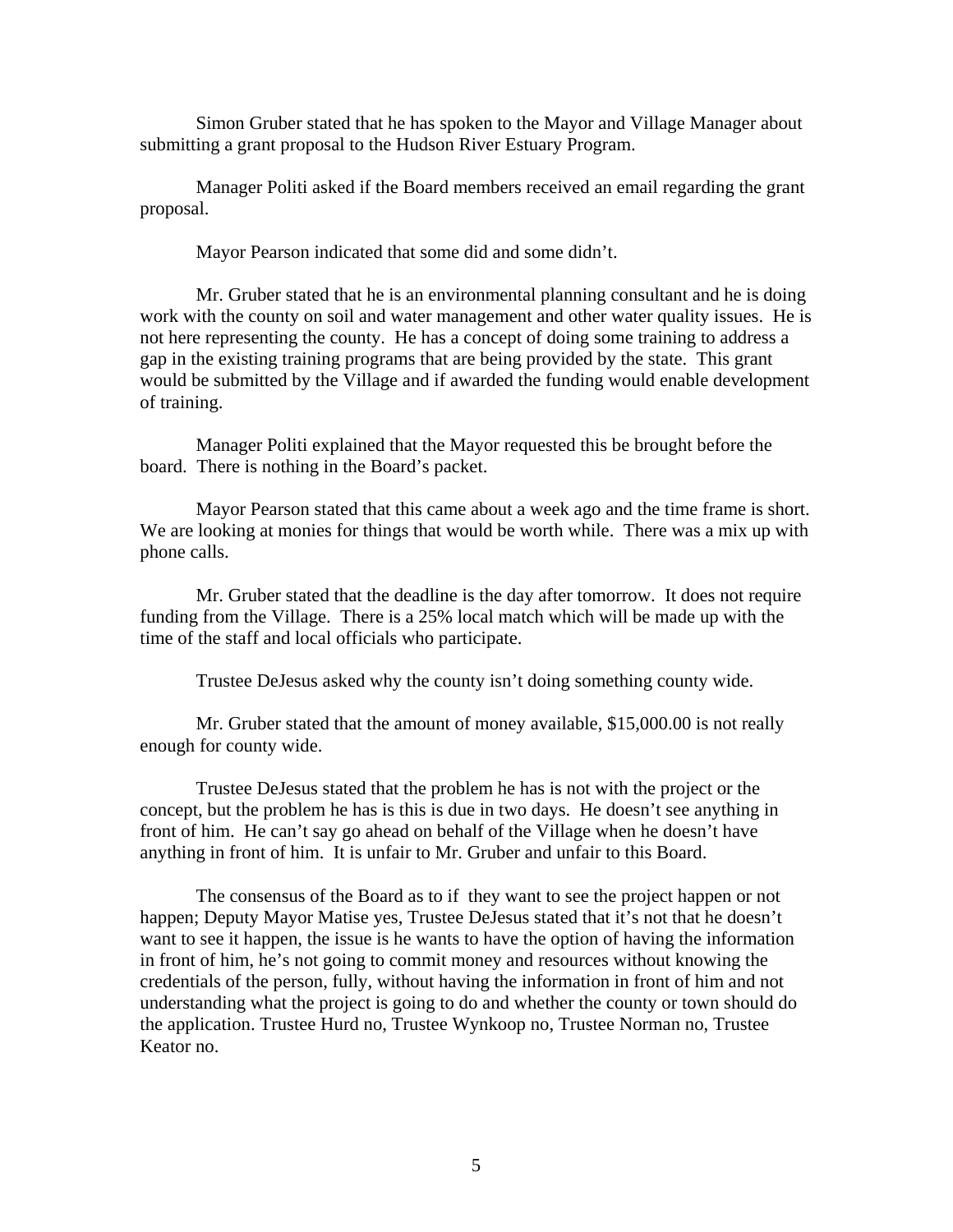Simon Gruber stated that he has spoken to the Mayor and Village Manager about submitting a grant proposal to the Hudson River Estuary Program.

Manager Politi asked if the Board members received an email regarding the grant proposal.

Mayor Pearson indicated that some did and some didn't.

Mr. Gruber stated that he is an environmental planning consultant and he is doing work with the county on soil and water management and other water quality issues. He is not here representing the county. He has a concept of doing some training to address a gap in the existing training programs that are being provided by the state. This grant would be submitted by the Village and if awarded the funding would enable development of training.

Manager Politi explained that the Mayor requested this be brought before the board. There is nothing in the Board's packet.

Mayor Pearson stated that this came about a week ago and the time frame is short. We are looking at monies for things that would be worth while. There was a mix up with phone calls.

Mr. Gruber stated that the deadline is the day after tomorrow. It does not require funding from the Village. There is a 25% local match which will be made up with the time of the staff and local officials who participate.

Trustee DeJesus asked why the county isn't doing something county wide.

Mr. Gruber stated that the amount of money available, $15,000.00 is not really enough for county wide.

Trustee DeJesus stated that the problem he has is not with the project or the concept, but the problem he has is this is due in two days. He doesn't see anything in front of him. He can't say go ahead on behalf of the Village when he doesn't have anything in front of him. It is unfair to Mr. Gruber and unfair to this Board.

The consensus of the Board as to if they want to see the project happen or not happen; Deputy Mayor Matise yes, Trustee DeJesus stated that it's not that he doesn't want to see it happen, the issue is he wants to have the option of having the information in front of him, he's not going to commit money and resources without knowing the credentials of the person, fully, without having the information in front of him and not understanding what the project is going to do and whether the county or town should do the application. Trustee Hurd no, Trustee Wynkoop no, Trustee Norman no, Trustee Keator no.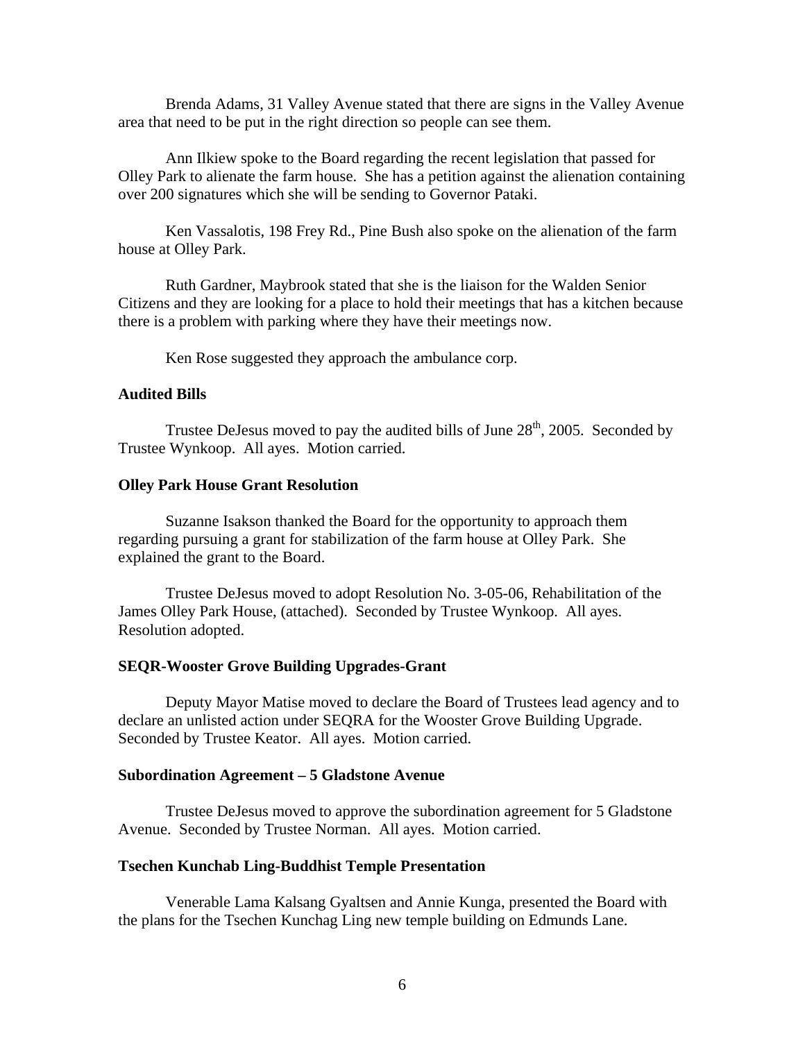Brenda Adams, 31 Valley Avenue stated that there are signs in the Valley Avenue area that need to be put in the right direction so people can see them.

Ann Ilkiew spoke to the Board regarding the recent legislation that passed for Olley Park to alienate the farm house. She has a petition against the alienation containing over 200 signatures which she will be sending to Governor Pataki.

Ken Vassalotis, 198 Frey Rd., Pine Bush also spoke on the alienation of the farm house at Olley Park.

Ruth Gardner, Maybrook stated that she is the liaison for the Walden Senior Citizens and they are looking for a place to hold their meetings that has a kitchen because there is a problem with parking where they have their meetings now.

Ken Rose suggested they approach the ambulance corp.

**Audited Bills**

Trustee DeJesus moved to pay the audited bills of June 28th, 2005. Seconded by Trustee Wynkoop. All ayes. Motion carried.

**Olley Park House Grant Resolution**

Suzanne Isakson thanked the Board for the opportunity to approach them regarding pursuing a grant for stabilization of the farm house at Olley Park. She explained the grant to the Board.

Trustee DeJesus moved to adopt Resolution No. 3-05-06, Rehabilitation of the James Olley Park House, (attached). Seconded by Trustee Wynkoop. All ayes. Resolution adopted.

**SEQR-Wooster Grove Building Upgrades-Grant**

Deputy Mayor Matise moved to declare the Board of Trustees lead agency and to declare an unlisted action under SEQRA for the Wooster Grove Building Upgrade. Seconded by Trustee Keator. All ayes. Motion carried.

**Subordination Agreement – 5 Gladstone Avenue**

Trustee DeJesus moved to approve the subordination agreement for 5 Gladstone Avenue. Seconded by Trustee Norman. All ayes. Motion carried.

**Tsechen Kunchab Ling-Buddhist Temple Presentation**

Venerable Lama Kalsang Gyaltsen and Annie Kunga, presented the Board with the plans for the Tsechen Kunchag Ling new temple building on Edmunds Lane.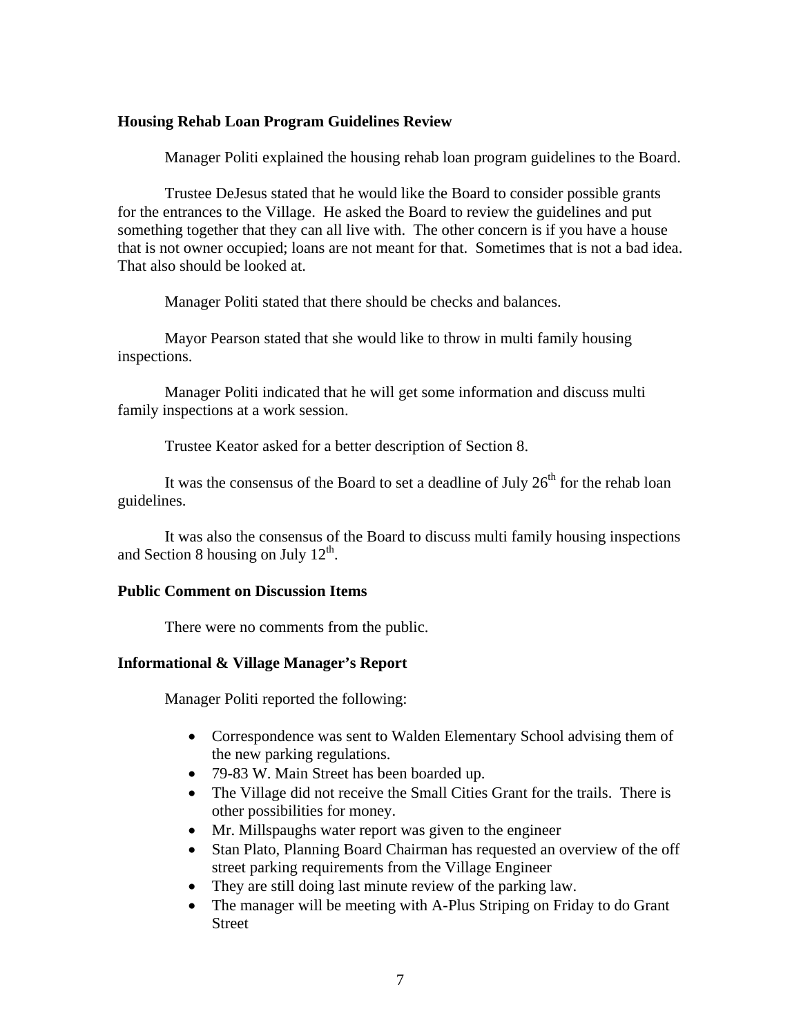**Housing Rehab Loan Program Guidelines Review**

Manager Politi explained the housing rehab loan program guidelines to the Board.

Trustee DeJesus stated that he would like the Board to consider possible grants for the entrances to the Village. He asked the Board to review the guidelines and put something together that they can all live with. The other concern is if you have a house that is not owner occupied; loans are not meant for that. Sometimes that is not a bad idea. That also should be looked at.

Manager Politi stated that there should be checks and balances.

Mayor Pearson stated that she would like to throw in multi family housing inspections.

Manager Politi indicated that he will get some information and discuss multi family inspections at a work session.

Trustee Keator asked for a better description of Section 8.

It was the consensus of the Board to set a deadline of July 26th for the rehab loan guidelines.

It was also the consensus of the Board to discuss multi family housing inspections and Section 8 housing on July 12th.

**Public Comment on Discussion Items**

There were no comments from the public.

**Informational & Village Manager's Report**

Manager Politi reported the following:

- Correspondence was sent to Walden Elementary School advising them of the new parking regulations.
- 79-83 W. Main Street has been boarded up.
- The Village did not receive the Small Cities Grant for the trails. There is other possibilities for money.
- Mr. Millspaughs water report was given to the engineer
- Stan Plato, Planning Board Chairman has requested an overview of the off street parking requirements from the Village Engineer
- They are still doing last minute review of the parking law.
- The manager will be meeting with A-Plus Striping on Friday to do Grant Street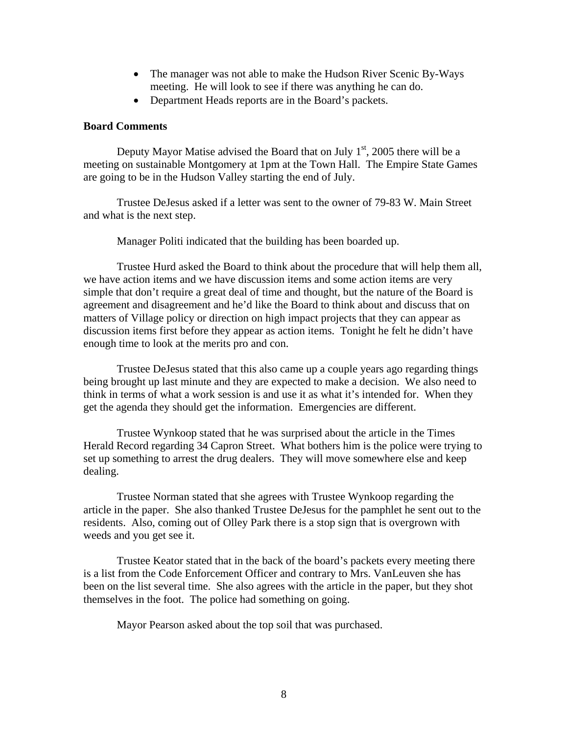- The manager was not able to make the Hudson River Scenic By-Ways meeting. He will look to see if there was anything he can do.
- Department Heads reports are in the Board's packets.

**Board Comments**

Deputy Mayor Matise advised the Board that on July 1st, 2005 there will be a meeting on sustainable Montgomery at 1pm at the Town Hall. The Empire State Games are going to be in the Hudson Valley starting the end of July.

Trustee DeJesus asked if a letter was sent to the owner of 79-83 W. Main Street and what is the next step.

Manager Politi indicated that the building has been boarded up.

Trustee Hurd asked the Board to think about the procedure that will help them all, we have action items and we have discussion items and some action items are very simple that don't require a great deal of time and thought, but the nature of the Board is agreement and disagreement and he'd like the Board to think about and discuss that on matters of Village policy or direction on high impact projects that they can appear as discussion items first before they appear as action items. Tonight he felt he didn't have enough time to look at the merits pro and con.

Trustee DeJesus stated that this also came up a couple years ago regarding things being brought up last minute and they are expected to make a decision. We also need to think in terms of what a work session is and use it as what it's intended for. When they get the agenda they should get the information. Emergencies are different.

Trustee Wynkoop stated that he was surprised about the article in the Times Herald Record regarding 34 Capron Street. What bothers him is the police were trying to set up something to arrest the drug dealers. They will move somewhere else and keep dealing.

Trustee Norman stated that she agrees with Trustee Wynkoop regarding the article in the paper. She also thanked Trustee DeJesus for the pamphlet he sent out to the residents. Also, coming out of Olley Park there is a stop sign that is overgrown with weeds and you get see it.

Trustee Keator stated that in the back of the board's packets every meeting there is a list from the Code Enforcement Officer and contrary to Mrs. VanLeuven she has been on the list several time. She also agrees with the article in the paper, but they shot themselves in the foot. The police had something on going.

Mayor Pearson asked about the top soil that was purchased.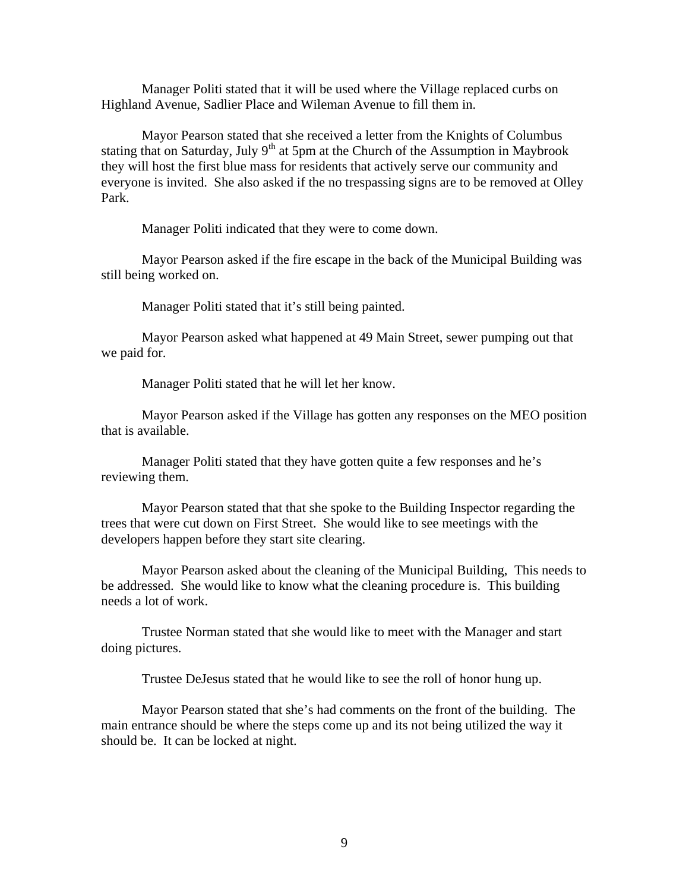Manager Politi stated that it will be used where the Village replaced curbs on Highland Avenue, Sadlier Place and Wileman Avenue to fill them in.

Mayor Pearson stated that she received a letter from the Knights of Columbus stating that on Saturday, July 9th at 5pm at the Church of the Assumption in Maybrook they will host the first blue mass for residents that actively serve our community and everyone is invited. She also asked if the no trespassing signs are to be removed at Olley Park.

Manager Politi indicated that they were to come down.

Mayor Pearson asked if the fire escape in the back of the Municipal Building was still being worked on.

Manager Politi stated that it's still being painted.

Mayor Pearson asked what happened at 49 Main Street, sewer pumping out that we paid for.

Manager Politi stated that he will let her know.

Mayor Pearson asked if the Village has gotten any responses on the MEO position that is available.

Manager Politi stated that they have gotten quite a few responses and he's reviewing them.

Mayor Pearson stated that that she spoke to the Building Inspector regarding the trees that were cut down on First Street. She would like to see meetings with the developers happen before they start site clearing.

Mayor Pearson asked about the cleaning of the Municipal Building, This needs to be addressed. She would like to know what the cleaning procedure is. This building needs a lot of work.

Trustee Norman stated that she would like to meet with the Manager and start doing pictures.

Trustee DeJesus stated that he would like to see the roll of honor hung up.

Mayor Pearson stated that she's had comments on the front of the building. The main entrance should be where the steps come up and its not being utilized the way it should be. It can be locked at night.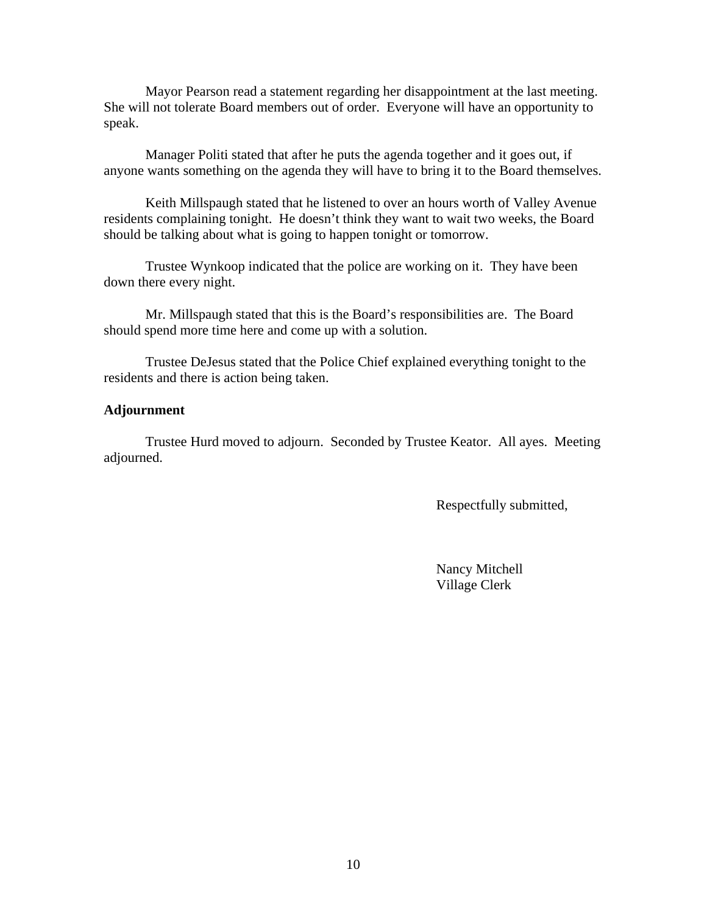Mayor Pearson read a statement regarding her disappointment at the last meeting. She will not tolerate Board members out of order. Everyone will have an opportunity to speak.

Manager Politi stated that after he puts the agenda together and it goes out, if anyone wants something on the agenda they will have to bring it to the Board themselves.

Keith Millspaugh stated that he listened to over an hours worth of Valley Avenue residents complaining tonight. He doesn't think they want to wait two weeks, the Board should be talking about what is going to happen tonight or tomorrow.

Trustee Wynkoop indicated that the police are working on it. They have been down there every night.

Mr. Millspaugh stated that this is the Board's responsibilities are. The Board should spend more time here and come up with a solution.

Trustee DeJesus stated that the Police Chief explained everything tonight to the residents and there is action being taken.

**Adjournment**

Trustee Hurd moved to adjourn. Seconded by Trustee Keator. All ayes. Meeting adjourned.

Respectfully submitted,

Nancy Mitchell
Village Clerk